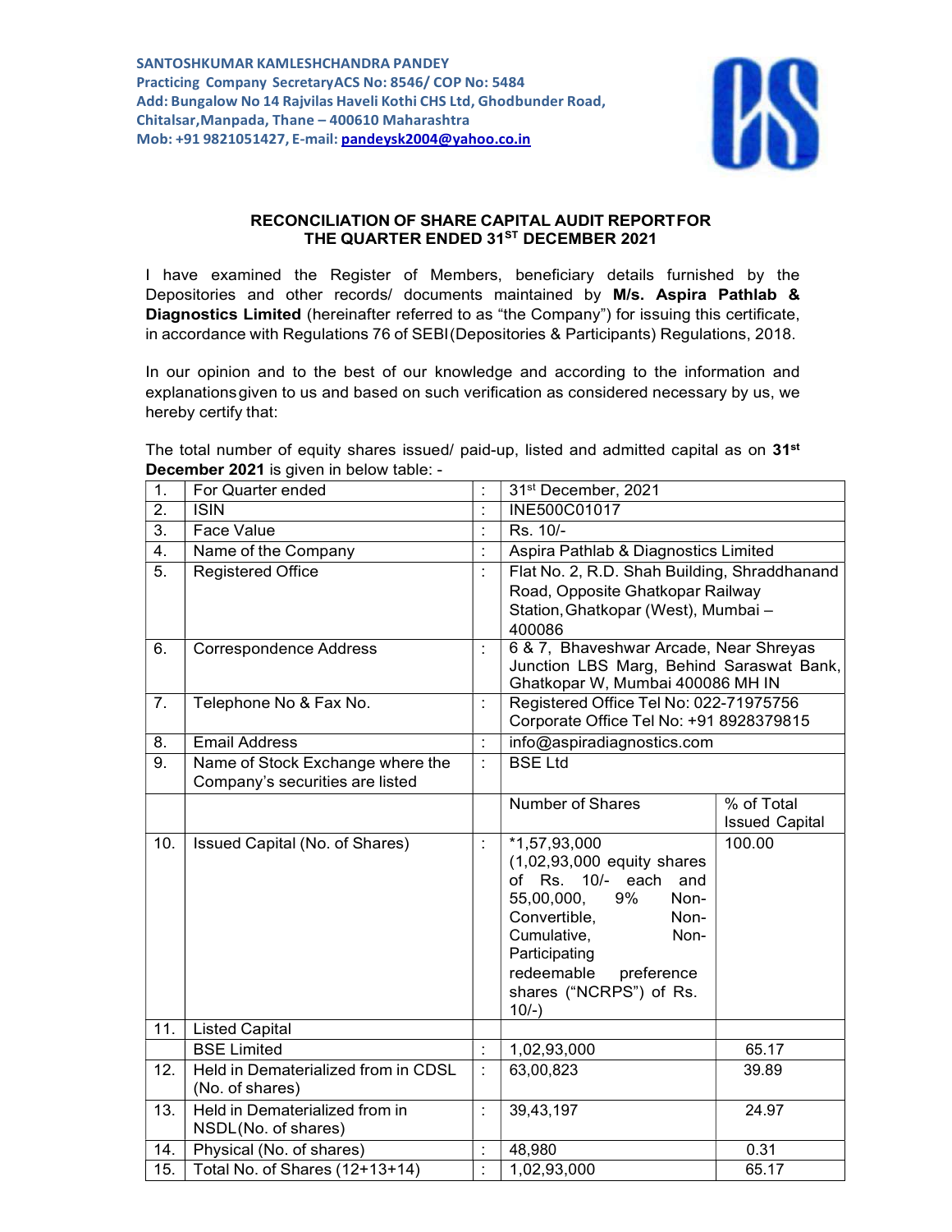**SANTOSHKUMAR KAMLESHCHANDRA PANDEY**
**Practicing Company SecretaryACS No: 8546/ COP No: 5484**
**Add: Bungalow No 14 Rajvilas Haveli Kothi CHS Ltd, Ghodbunder Road, Chitalsar,Manpada, Thane – 400610 Maharashtra**
**Mob: +91 9821051427, E-mail: pandeysk2004@yahoo.co.in**

## RECONCILIATION OF SHARE CAPITAL AUDIT REPORTFOR THE QUARTER ENDED 31ST DECEMBER 2021

I have examined the Register of Members, beneficiary details furnished by the Depositories and other records/ documents maintained by **M/s. Aspira Pathlab & Diagnostics Limited** (hereinafter referred to as "the Company") for issuing this certificate, in accordance with Regulations 76 of SEBI(Depositories & Participants) Regulations, 2018.

In our opinion and to the best of our knowledge and according to the information and explanationsgiven to us and based on such verification as considered necessary by us, we hereby certify that:

The total number of equity shares issued/ paid-up, listed and admitted capital as on **31st December 2021** is given in below table: -

| 1. | For Quarter ended | : | 31st December, 2021 | |
|---|---|---|---|---|
| 2. | ISIN | : | INE500C01017 | |
| 3. | Face Value | : | Rs. 10/- | |
| 4. | Name of the Company | : | Aspira Pathlab & Diagnostics Limited | |
| 5. | Registered Office | : | Flat No. 2, R.D. Shah Building, Shraddhanand Road, Opposite Ghatkopar Railway Station,Ghatkopar (West), Mumbai – 400086 | |
| 6. | Correspondence Address | : | 6 & 7, Bhaveshwar Arcade, Near Shreyas Junction LBS Marg, Behind Saraswat Bank, Ghatkopar W, Mumbai 400086 MH IN | |
| 7. | Telephone No & Fax No. | : | Registered Office Tel No: 022-71975756<br>Corporate Office Tel No: +91 8928379815 | |
| 8. | Email Address | : | info@aspiradiagnostics.com | |
| 9. | Name of Stock Exchange where the Company's securities are listed | : | BSE Ltd | |
| | | | Number of Shares | % of Total Issued Capital |
| 10. | Issued Capital (No. of Shares) | : | *1,57,93,000 (1,02,93,000 equity shares of Rs. 10/- each and 55,00,000, 9% Non-Convertible, Non-Cumulative, Non-Participating redeemable preference shares ("NCRPS") of Rs. 10/-) | 100.00 |
| 11. | Listed Capital | | | |
| | BSE Limited | : | 1,02,93,000 | 65.17 |
| 12. | Held in Dematerialized from in CDSL (No. of shares) | : | 63,00,823 | 39.89 |
| 13. | Held in Dematerialized from in NSDL(No. of shares) | : | 39,43,197 | 24.97 |
| 14. | Physical (No. of shares) | : | 48,980 | 0.31 |
| 15. | Total No. of Shares (12+13+14) | : | 1,02,93,000 | 65.17 |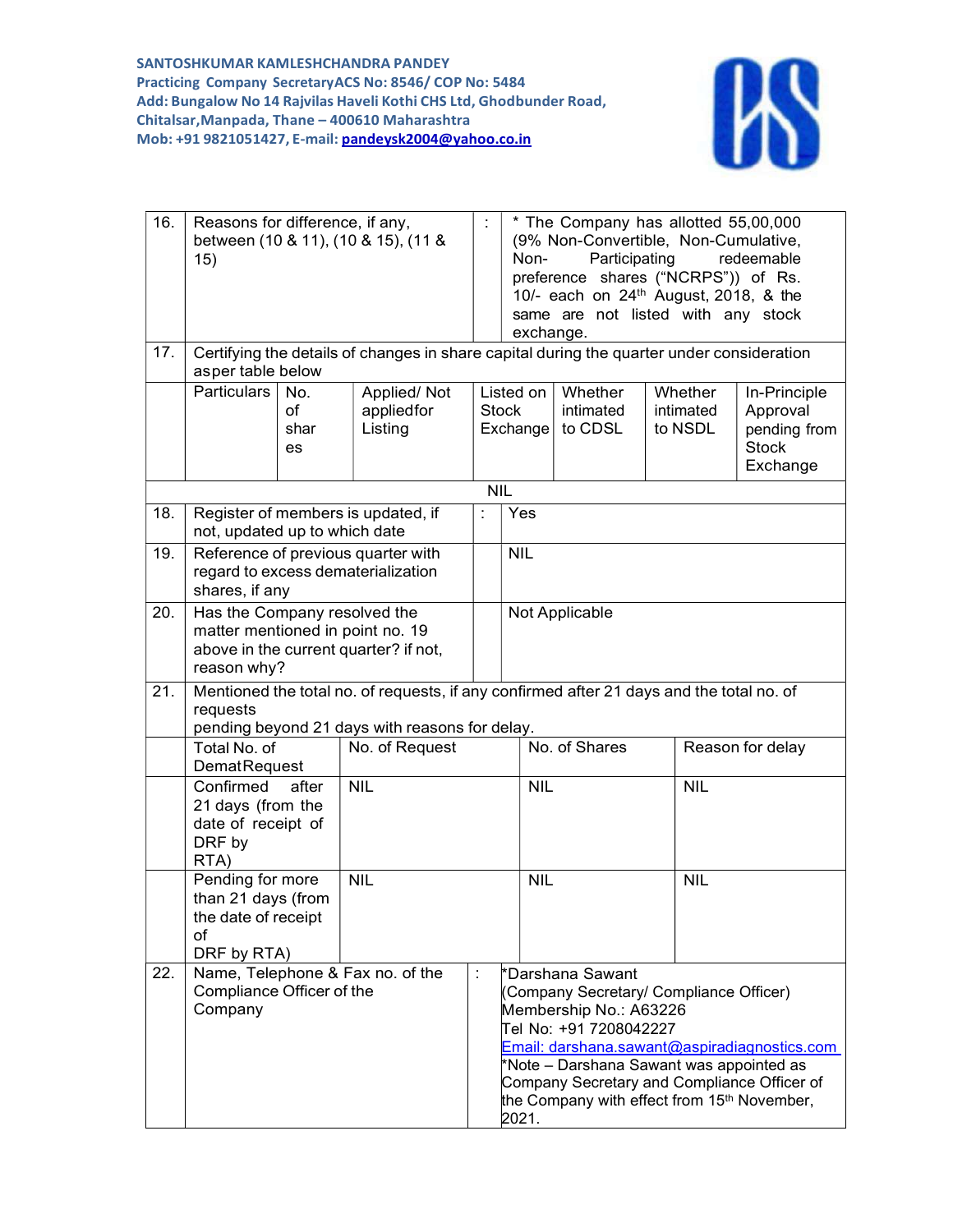**SANTOSHKUMAR KAMLESHCHANDRA PANDEY**
**Practicing Company SecretaryACS No: 8546/ COP No: 5484**
**Add: Bungalow No 14 Rajvilas Haveli Kothi CHS Ltd, Ghodbunder Road, Chitalsar,Manpada, Thane – 400610 Maharashtra**
**Mob: +91 9821051427, E-mail: pandeysk2004@yahoo.co.in**

| 16. | Reasons for difference, if any, between (10 & 11), (10 & 15), (11 & 15) | : | * The Company has allotted 55,00,000 (9% Non-Convertible, Non-Cumulative, Non- Participating redeemable preference shares ("NCRPS")) of Rs. 10/- each on 24th August, 2018, & the same are not listed with any stock exchange. |
|---|---|---|---|
| 17. | Certifying the details of changes in share capital during the quarter under consideration asper table below | | |

| Particulars | No. of shares | Applied/ Not appliedfor Listing | Listed on Stock Exchange | Whether intimated to CDSL | Whether intimated to NSDL | In-Principle Approval pending from Stock Exchange |
|---|---|---|---|---|---|---|
| NIL | | | | | | |

| 18. | Register of members is updated, if not, updated up to which date | : | Yes |
|---|---|---|---|
| 19. | Reference of previous quarter with regard to excess dematerialization shares, if any | | NIL |
| 20. | Has the Company resolved the matter mentioned in point no. 19 above in the current quarter? if not, reason why? | | Not Applicable |
| 21. | Mentioned the total no. of requests, if any confirmed after 21 days and the total no. of requests pending beyond 21 days with reasons for delay. | | |

| Total No. of DematRequest | No. of Request | No. of Shares | Reason for delay |
|---|---|---|---|
| Confirmed after 21 days (from the date of receipt of DRF by RTA) | NIL | NIL | NIL |
| Pending for more than 21 days (from the date of receipt of DRF by RTA) | NIL | NIL | NIL |

| 22. | Name, Telephone & Fax no. of the Compliance Officer of the Company | : | *Darshana Sawant (Company Secretary/ Compliance Officer) Membership No.: A63226 Tel No: +91 7208042227 Email: darshana.sawant@aspiradiagnostics.com *Note – Darshana Sawant was appointed as Company Secretary and Compliance Officer of the Company with effect from 15th November, 2021. |
|---|---|---|---|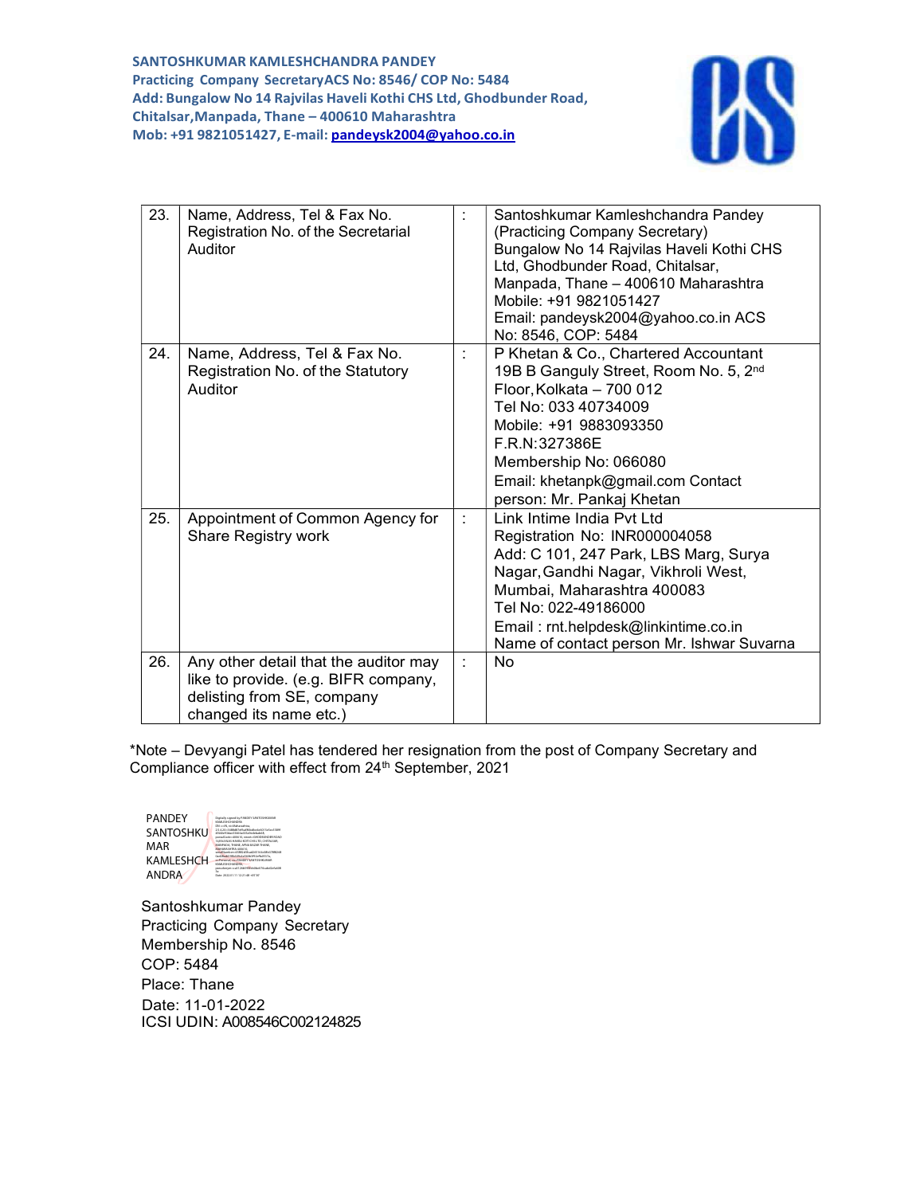**SANTOSHKUMAR KAMLESHCHANDRA PANDEY**
**Practicing Company SecretaryACS No: 8546/ COP No: 5484**
**Add: Bungalow No 14 Rajvilas Haveli Kothi CHS Ltd, Ghodbunder Road,**
**Chitalsar,Manpada, Thane – 400610 Maharashtra**
**Mob: +91 9821051427, E-mail: pandeysk2004@yahoo.co.in**

| | | | |
|---|---|---|---|
| 23. | Name, Address, Tel & Fax No. Registration No. of the Secretarial Auditor | : | Santoshkumar Kamleshchandra Pandey (Practicing Company Secretary) Bungalow No 14 Rajvilas Haveli Kothi CHS Ltd, Ghodbunder Road, Chitalsar, Manpada, Thane – 400610 Maharashtra Mobile: +91 9821051427 Email: pandeysk2004@yahoo.co.in ACS No: 8546, COP: 5484 |
| 24. | Name, Address, Tel & Fax No. Registration No. of the Statutory Auditor | : | P Khetan & Co., Chartered Accountant 19B B Ganguly Street, Room No. 5, 2nd Floor, Kolkata – 700 012 Tel No: 033 40734009 Mobile: +91 9883093350 F.R.N:327386E Membership No: 066080 Email: khetanpk@gmail.com Contact person: Mr. Pankaj Khetan |
| 25. | Appointment of Common Agency for Share Registry work | : | Link Intime India Pvt Ltd Registration No: INR000004058 Add: C 101, 247 Park, LBS Marg, Surya Nagar, Gandhi Nagar, Vikhroli West, Mumbai, Maharashtra 400083 Tel No: 022-49186000 Email : rnt.helpdesk@linkintime.co.in Name of contact person Mr. Ishwar Suvarna |
| 26. | Any other detail that the auditor may like to provide. (e.g. BIFR company, delisting from SE, company changed its name etc.) | : | No |

*Note – Devyangi Patel has tendered her resignation from the post of Company Secretary and Compliance officer with effect from 24th September, 2021

PANDEY SANTOSHKUMAR KAMLESHCHANDRA

Santoshkumar Pandey
Practicing Company Secretary
Membership No. 8546
COP: 5484
Place: Thane
Date: 11-01-2022
ICSI UDIN: A008546C002124825